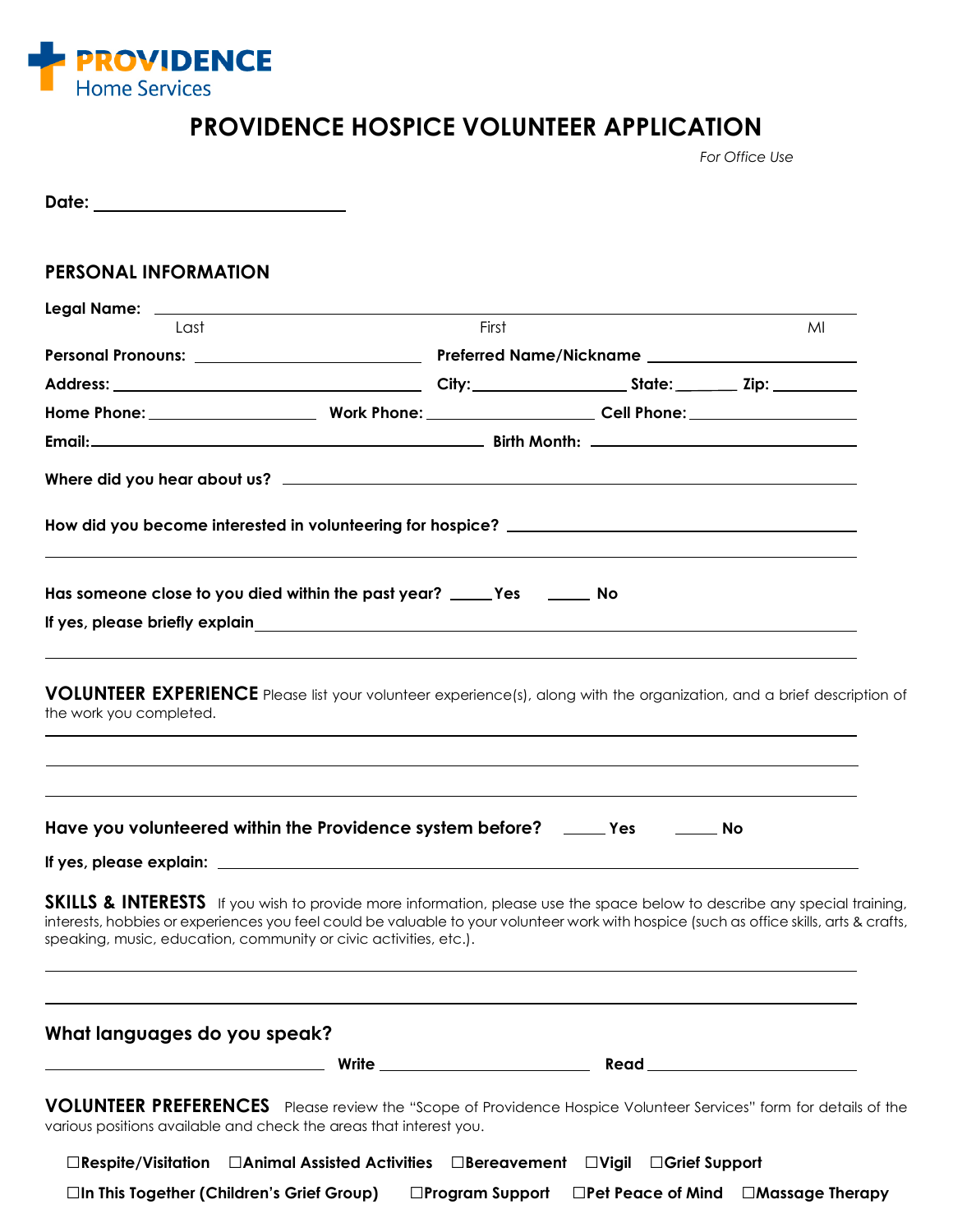**PROVIDENCE** Home Services

# PROVIDENCE HOSPICE VOLUNTEER APPLICATION

*For Office Use*

**Date:** ____________________

## PERSONAL INFORMATION

**Legal Name:** ______________________________________________________________

Last　　　　　　　　　　　　　First　　　　　　　　　　　　　MI

**Personal Pronouns:** ____________________ **Preferred Name/Nickname** ____________________

**Address:** ____________________ **City:** ______________ **State:** ______ **Zip:** ________

**Home Phone:** ______________ **Work Phone:** ______________ **Cell Phone:** ______________

**Email:** ________________________________ **Birth Month:** ____________________

**Where did you hear about us?** ____________________________________________

**How did you become interested in volunteering for hospice?** ____________________________________________

____________________________________________

**Has someone close to you died within the past year?** _____ **Yes** _____ **No**

**If yes, please briefly explain** ____________________________________________

____________________________________________

**VOLUNTEER EXPERIENCE** Please list your volunteer experience(s), along with the organization, and a brief description of the work you completed.

____________________________________________

____________________________________________

____________________________________________

**Have you volunteered within the Providence system before?** _____ **Yes** _____ **No**

**If yes, please explain:** ____________________________________________

**SKILLS & INTERESTS** If you wish to provide more information, please use the space below to describe any special training, interests, hobbies or experiences you feel could be valuable to your volunteer work with hospice (such as office skills, arts & crafts, speaking, music, education, community or civic activities, etc.).

____________________________________________

____________________________________________

**What languages do you speak?**

____________________ **Write** ____________________ **Read** ____________________

**VOLUNTEER PREFERENCES** Please review the "Scope of Providence Hospice Volunteer Services" form for details of the various positions available and check the areas that interest you.

☐**Respite/Visitation** ☐**Animal Assisted Activities** ☐**Bereavement** ☐**Vigil** ☐**Grief Support**

☐**In This Together (Children's Grief Group)** ☐**Program Support** ☐**Pet Peace of Mind** ☐**Massage Therapy**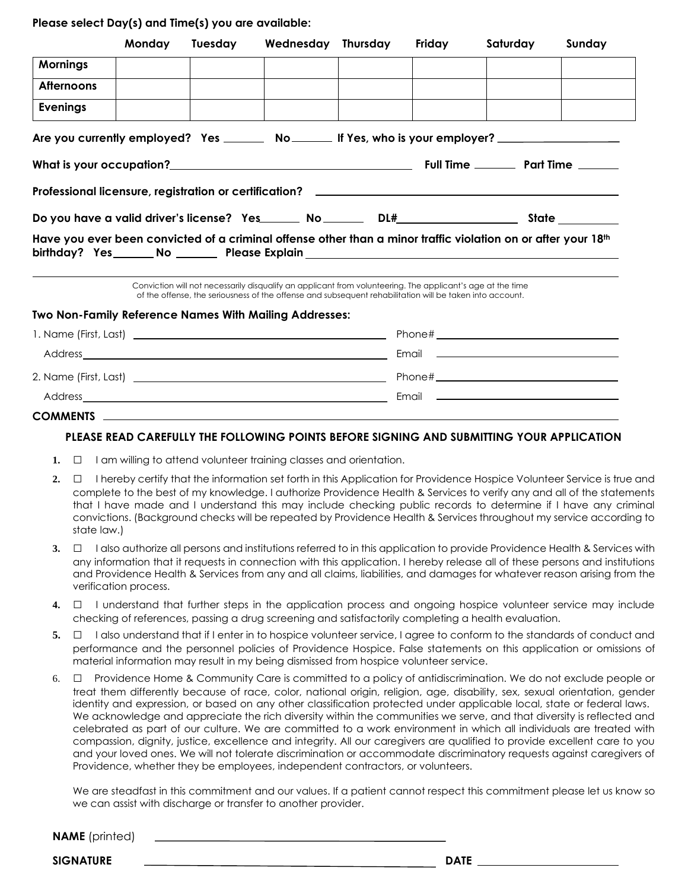**Please select Day(s) and Time(s) you are available:**

| | Monday | Tuesday | Wednesday | Thursday | Friday | Saturday | Sunday |
|---|---|---|---|---|---|---|---|
| **Mornings** | | | | | | | |
| **Afternoons** | | | | | | | |
| **Evenings** | | | | | | | |

**Are you currently employed? Yes ______ No ______ If Yes, who is your employer? ____________________**

**What is your occupation? ________________________________________ Full Time ______ Part Time ______**

**Professional licensure, registration or certification? ________________________________________**

**Do you have a valid driver's license? Yes ______ No ______ DL# __________________ State __________**

**Have you ever been convicted of a criminal offense other than a minor traffic violation on or after your 18th birthday? Yes ______ No ______ Please Explain ________________________________________**

________________________________________________________________________________

Conviction will not necessarily disqualify an applicant from volunteering. The applicant's age at the time of the offense, the seriousness of the offense and subsequent rehabilitation will be taken into account.

**Two Non-Family Reference Names With Mailing Addresses:**

1. Name (First, Last) ________________________________________ Phone# ______________________________

   Address ________________________________________ Email ______________________________

2. Name (First, Last) ________________________________________ Phone# ______________________________

   Address ________________________________________ Email ______________________________

**COMMENTS** ________________________________________________________________________________

**PLEASE READ CAREFULLY THE FOLLOWING POINTS BEFORE SIGNING AND SUBMITTING YOUR APPLICATION**

1. ☐ I am willing to attend volunteer training classes and orientation.
2. ☐ I hereby certify that the information set forth in this Application for Providence Hospice Volunteer Service is true and complete to the best of my knowledge. I authorize Providence Health & Services to verify any and all of the statements that I have made and I understand this may include checking public records to determine if I have any criminal convictions. (Background checks will be repeated by Providence Health & Services throughout my service according to state law.)
3. ☐ I also authorize all persons and institutions referred to in this application to provide Providence Health & Services with any information that it requests in connection with this application. I hereby release all of these persons and institutions and Providence Health & Services from any and all claims, liabilities, and damages for whatever reason arising from the verification process.
4. ☐ I understand that further steps in the application process and ongoing hospice volunteer service may include checking of references, passing a drug screening and satisfactorily completing a health evaluation.
5. ☐ I also understand that if I enter in to hospice volunteer service, I agree to conform to the standards of conduct and performance and the personnel policies of Providence Hospice. False statements on this application or omissions of material information may result in my being dismissed from hospice volunteer service.
6. ☐ Providence Home & Community Care is committed to a policy of antidiscrimination. We do not exclude people or treat them differently because of race, color, national origin, religion, age, disability, sex, sexual orientation, gender identity and expression, or based on any other classification protected under applicable local, state or federal laws. We acknowledge and appreciate the rich diversity within the communities we serve, and that diversity is reflected and celebrated as part of our culture. We are committed to a work environment in which all individuals are treated with compassion, dignity, justice, excellence and integrity. All our caregivers are qualified to provide excellent care to you and your loved ones. We will not tolerate discrimination or accommodate discriminatory requests against caregivers of Providence, whether they be employees, independent contractors, or volunteers.

   We are steadfast in this commitment and our values. If a patient cannot respect this commitment please let us know so we can assist with discharge or transfer to another provider.

**NAME** (printed) ________________________________________

**SIGNATURE** ________________________________________ **DATE** ______________________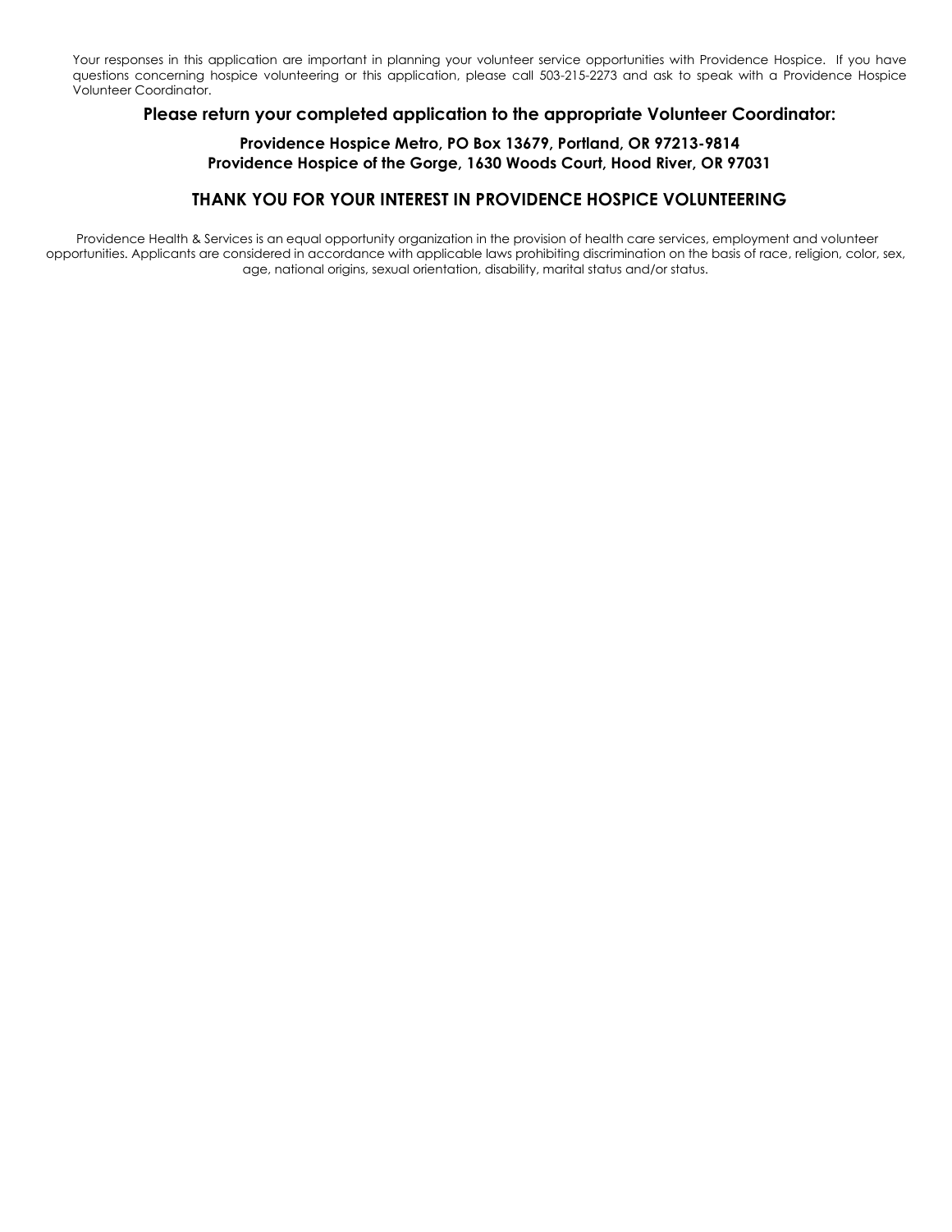Your responses in this application are important in planning your volunteer service opportunities with Providence Hospice. If you have questions concerning hospice volunteering or this application, please call 503-215-2273 and ask to speak with a Providence Hospice Volunteer Coordinator.

## Please return your completed application to the appropriate Volunteer Coordinator:

**Providence Hospice Metro, PO Box 13679, Portland, OR 97213-9814**
**Providence Hospice of the Gorge, 1630 Woods Court, Hood River, OR 97031**

## THANK YOU FOR YOUR INTEREST IN PROVIDENCE HOSPICE VOLUNTEERING

Providence Health & Services is an equal opportunity organization in the provision of health care services, employment and volunteer opportunities. Applicants are considered in accordance with applicable laws prohibiting discrimination on the basis of race, religion, color, sex, age, national origins, sexual orientation, disability, marital status and/or status.